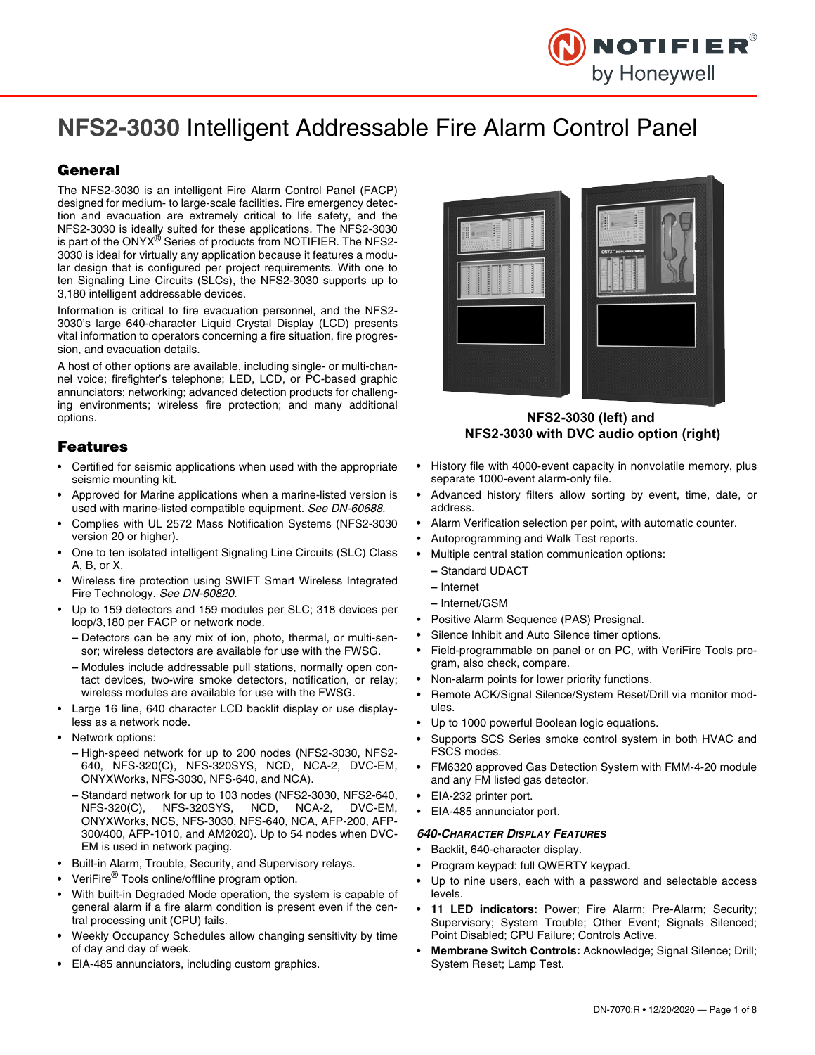# NFS2-3030 Intelligent Addressable Fire Alarm Control Panel

## General

The NFS2-3030 is an intelligent Fire Alarm Control Panel (FACP) designed for medium- to large-scale facilities. Fire emergency detection and evacuation are extremely critical to life safety, and the NFS2-3030 is ideally suited for these applications. The NFS2-3030 is part of the ONYX® Series of products from NOTIFIER. The NFS2-3030 is ideal for virtually any application because it features a modular design that is configured per project requirements. With one to ten Signaling Line Circuits (SLCs), the NFS2-3030 supports up to 3,180 intelligent addressable devices.

Information is critical to fire evacuation personnel, and the NFS2-3030's large 640-character Liquid Crystal Display (LCD) presents vital information to operators concerning a fire situation, fire progression, and evacuation details.

A host of other options are available, including single- or multi-channel voice; firefighter's telephone; LED, LCD, or PC-based graphic annunciators; networking; advanced detection products for challenging environments; wireless fire protection; and many additional options.

**NFS2-3030 (left) and NFS2-3030 with DVC audio option (right)**

## Features

- Certified for seismic applications when used with the appropriate seismic mounting kit.
- Approved for Marine applications when a marine-listed version is used with marine-listed compatible equipment. *See DN-60688.*
- Complies with UL 2572 Mass Notification Systems (NFS2-3030 version 20 or higher).
- One to ten isolated intelligent Signaling Line Circuits (SLC) Class A, B, or X.
- Wireless fire protection using SWIFT Smart Wireless Integrated Fire Technology. *See DN-60820.*
- Up to 159 detectors and 159 modules per SLC; 318 devices per loop/3,180 per FACP or network node.
  - Detectors can be any mix of ion, photo, thermal, or multi-sensor; wireless detectors are available for use with the FWSG.
  - Modules include addressable pull stations, normally open contact devices, two-wire smoke detectors, notification, or relay; wireless modules are available for use with the FWSG.
- Large 16 line, 640 character LCD backlit display or use displayless as a network node.
- Network options:
  - High-speed network for up to 200 nodes (NFS2-3030, NFS2-640, NFS-320(C), NFS-320SYS, NCD, NCA-2, DVC-EM, ONYXWorks, NFS-3030, NFS-640, and NCA).
  - Standard network for up to 103 nodes (NFS2-3030, NFS2-640, NFS-320(C), NFS-320SYS, NCD, NCA-2, DVC-EM, ONYXWorks, NCS, NFS-3030, NFS-640, NCA, AFP-200, AFP-300/400, AFP-1010, and AM2020). Up to 54 nodes when DVC-EM is used in network paging.
- Built-in Alarm, Trouble, Security, and Supervisory relays.
- VeriFire® Tools online/offline program option.
- With built-in Degraded Mode operation, the system is capable of general alarm if a fire alarm condition is present even if the central processing unit (CPU) fails.
- Weekly Occupancy Schedules allow changing sensitivity by time of day and day of week.
- EIA-485 annunciators, including custom graphics.
- History file with 4000-event capacity in nonvolatile memory, plus separate 1000-event alarm-only file.
- Advanced history filters allow sorting by event, time, date, or address.
- Alarm Verification selection per point, with automatic counter.
- Autoprogramming and Walk Test reports.
- Multiple central station communication options:
  - Standard UDACT
  - Internet
  - Internet/GSM
- Positive Alarm Sequence (PAS) Presignal.
- Silence Inhibit and Auto Silence timer options.
- Field-programmable on panel or on PC, with VeriFire Tools program, also check, compare.
- Non-alarm points for lower priority functions.
- Remote ACK/Signal Silence/System Reset/Drill via monitor modules.
- Up to 1000 powerful Boolean logic equations.
- Supports SCS Series smoke control system in both HVAC and FSCS modes.
- FM6320 approved Gas Detection System with FMM-4-20 module and any FM listed gas detector.
- EIA-232 printer port.
- EIA-485 annunciator port.

### *640-Character Display Features*

- Backlit, 640-character display.
- Program keypad: full QWERTY keypad.
- Up to nine users, each with a password and selectable access levels.
- **11 LED indicators:** Power; Fire Alarm; Pre-Alarm; Security; Supervisory; System Trouble; Other Event; Signals Silenced; Point Disabled; CPU Failure; Controls Active.
- **Membrane Switch Controls:** Acknowledge; Signal Silence; Drill; System Reset; Lamp Test.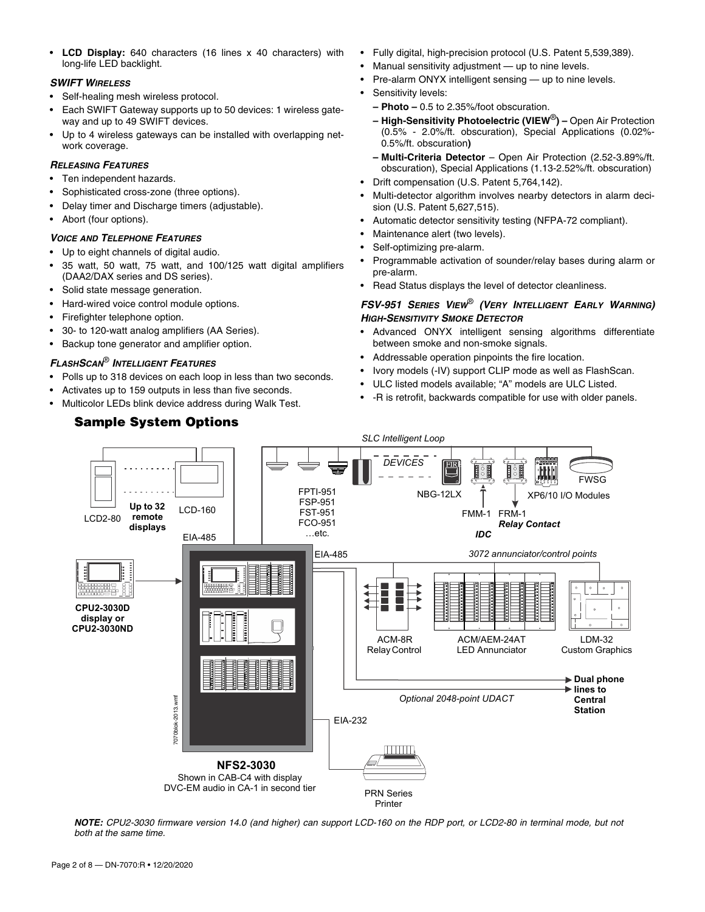- **LCD Display:** 640 characters (16 lines x 40 characters) with long-life LED backlight.

### SWIFT WIRELESS

- Self-healing mesh wireless protocol.
- Each SWIFT Gateway supports up to 50 devices: 1 wireless gateway and up to 49 SWIFT devices.
- Up to 4 wireless gateways can be installed with overlapping network coverage.

### RELEASING FEATURES

- Ten independent hazards.
- Sophisticated cross-zone (three options).
- Delay timer and Discharge timers (adjustable).
- Abort (four options).

### VOICE AND TELEPHONE FEATURES

- Up to eight channels of digital audio.
- 35 watt, 50 watt, 75 watt, and 100/125 watt digital amplifiers (DAA2/DAX series and DS series).
- Solid state message generation.
- Hard-wired voice control module options.
- Firefighter telephone option.
- 30- to 120-watt analog amplifiers (AA Series).
- Backup tone generator and amplifier option.

### FLASHSCAN® INTELLIGENT FEATURES

- Polls up to 318 devices on each loop in less than two seconds.
- Activates up to 159 outputs in less than five seconds.
- Multicolor LEDs blink device address during Walk Test.
- Fully digital, high-precision protocol (U.S. Patent 5,539,389).
- Manual sensitivity adjustment — up to nine levels.
- Pre-alarm ONYX intelligent sensing — up to nine levels.
- Sensitivity levels:
  - **– Photo –** 0.5 to 2.35%/foot obscuration.
  - **– High-Sensitivity Photoelectric (VIEW®) –** Open Air Protection (0.5% - 2.0%/ft. obscuration), Special Applications (0.02%-0.5%/ft. obscuration**)**
  - **– Multi-Criteria Detector** – Open Air Protection (2.52-3.89%/ft. obscuration), Special Applications (1.13-2.52%/ft. obscuration)
- Drift compensation (U.S. Patent 5,764,142).
- Multi-detector algorithm involves nearby detectors in alarm decision (U.S. Patent 5,627,515).
- Automatic detector sensitivity testing (NFPA-72 compliant).
- Maintenance alert (two levels).
- Self-optimizing pre-alarm.
- Programmable activation of sounder/relay bases during alarm or pre-alarm.
- Read Status displays the level of detector cleanliness.

### FSV-951 SERIES VIEW® (VERY INTELLIGENT EARLY WARNING) HIGH-SENSITIVITY SMOKE DETECTOR

- Advanced ONYX intelligent sensing algorithms differentiate between smoke and non-smoke signals.
- Addressable operation pinpoints the fire location.
- Ivory models (-IV) support CLIP mode as well as FlashScan.
- ULC listed models available; "A" models are ULC Listed.
- -R is retrofit, backwards compatible for use with older panels.

## Sample System Options

SLC Intelligent Loop

LCD2-80 · Up to 32 remote displays · LCD-160 · EIA-485

DEVICES: FPTI-951, FSP-951, FST-951, FCO-951 …etc. · NBG-12LX · FMM-1 IDC · FRM-1 Relay Contact · XP6/10 I/O Modules · FWSG

CPU2-3030D display or CPU2-3030ND

EIA-485 · 3072 annunciator/control points

ACM-8R Relay Control · ACM/AEM-24AT LED Annunciator · LDM-32 Custom Graphics

Optional 2048-point UDACT · Dual phone lines to Central Station

EIA-232 · PRN Series Printer

**NFS2-3030**
Shown in CAB-C4 with display
DVC-EM audio in CA-1 in second tier

7070blok-2013.wmf

***NOTE:*** *CPU2-3030 firmware version 14.0 (and higher) can support LCD-160 on the RDP port, or LCD2-80 in terminal mode, but not both at the same time.*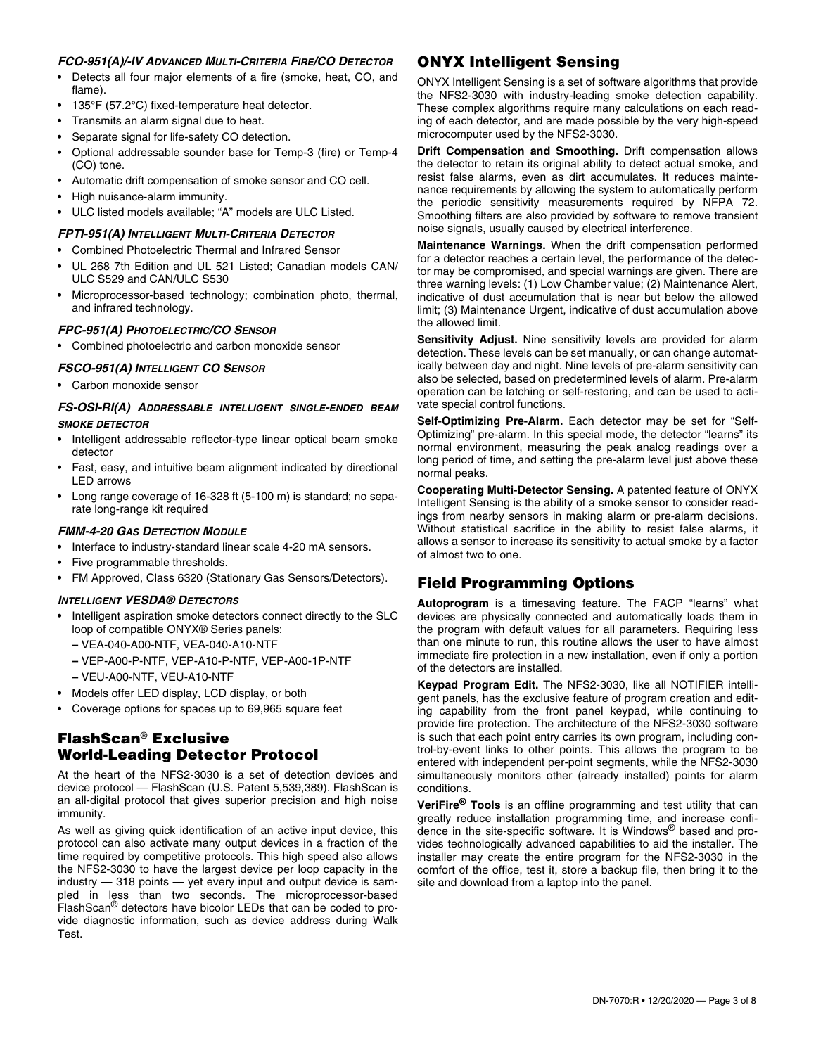#### *FCO-951(A)/-IV Advanced Multi-Criteria Fire/CO Detector*

- Detects all four major elements of a fire (smoke, heat, CO, and flame).
- 135°F (57.2°C) fixed-temperature heat detector.
- Transmits an alarm signal due to heat.
- Separate signal for life-safety CO detection.
- Optional addressable sounder base for Temp-3 (fire) or Temp-4 (CO) tone.
- Automatic drift compensation of smoke sensor and CO cell.
- High nuisance-alarm immunity.
- ULC listed models available; "A" models are ULC Listed.

#### *FPTI-951(A) Intelligent Multi-Criteria Detector*

- Combined Photoelectric Thermal and Infrared Sensor
- UL 268 7th Edition and UL 521 Listed; Canadian models CAN/ULC S529 and CAN/ULC S530
- Microprocessor-based technology; combination photo, thermal, and infrared technology.

#### *FPC-951(A) Photoelectric/CO Sensor*

- Combined photoelectric and carbon monoxide sensor

#### *FSCO-951(A) Intelligent CO Sensor*

- Carbon monoxide sensor

#### *FS-OSI-RI(A) Addressable intelligent single-ended beam smoke detector*

- Intelligent addressable reflector-type linear optical beam smoke detector
- Fast, easy, and intuitive beam alignment indicated by directional LED arrows
- Long range coverage of 16-328 ft (5-100 m) is standard; no separate long-range kit required

#### *FMM-4-20 Gas Detection Module*

- Interface to industry-standard linear scale 4-20 mA sensors.
- Five programmable thresholds.
- FM Approved, Class 6320 (Stationary Gas Sensors/Detectors).

#### *Intelligent VESDA® Detectors*

- Intelligent aspiration smoke detectors connect directly to the SLC loop of compatible ONYX® Series panels:
  - VEA-040-A00-NTF, VEA-040-A10-NTF
  - VEP-A00-P-NTF, VEP-A10-P-NTF, VEP-A00-1P-NTF
  - VEU-A00-NTF, VEU-A10-NTF
- Models offer LED display, LCD display, or both
- Coverage options for spaces up to 69,965 square feet

## FlashScan® Exclusive World-Leading Detector Protocol

At the heart of the NFS2-3030 is a set of detection devices and device protocol — FlashScan (U.S. Patent 5,539,389). FlashScan is an all-digital protocol that gives superior precision and high noise immunity.

As well as giving quick identification of an active input device, this protocol can also activate many output devices in a fraction of the time required by competitive protocols. This high speed also allows the NFS2-3030 to have the largest device per loop capacity in the industry — 318 points — yet every input and output device is sampled in less than two seconds. The microprocessor-based FlashScan® detectors have bicolor LEDs that can be coded to provide diagnostic information, such as device address during Walk Test.

## ONYX Intelligent Sensing

ONYX Intelligent Sensing is a set of software algorithms that provide the NFS2-3030 with industry-leading smoke detection capability. These complex algorithms require many calculations on each reading of each detector, and are made possible by the very high-speed microcomputer used by the NFS2-3030.

**Drift Compensation and Smoothing.** Drift compensation allows the detector to retain its original ability to detect actual smoke, and resist false alarms, even as dirt accumulates. It reduces maintenance requirements by allowing the system to automatically perform the periodic sensitivity measurements required by NFPA 72. Smoothing filters are also provided by software to remove transient noise signals, usually caused by electrical interference.

**Maintenance Warnings.** When the drift compensation performed for a detector reaches a certain level, the performance of the detector may be compromised, and special warnings are given. There are three warning levels: (1) Low Chamber value; (2) Maintenance Alert, indicative of dust accumulation that is near but below the allowed limit; (3) Maintenance Urgent, indicative of dust accumulation above the allowed limit.

**Sensitivity Adjust.** Nine sensitivity levels are provided for alarm detection. These levels can be set manually, or can change automatically between day and night. Nine levels of pre-alarm sensitivity can also be selected, based on predetermined levels of alarm. Pre-alarm operation can be latching or self-restoring, and can be used to activate special control functions.

**Self-Optimizing Pre-Alarm.** Each detector may be set for "Self-Optimizing" pre-alarm. In this special mode, the detector "learns" its normal environment, measuring the peak analog readings over a long period of time, and setting the pre-alarm level just above these normal peaks.

**Cooperating Multi-Detector Sensing.** A patented feature of ONYX Intelligent Sensing is the ability of a smoke sensor to consider readings from nearby sensors in making alarm or pre-alarm decisions. Without statistical sacrifice in the ability to resist false alarms, it allows a sensor to increase its sensitivity to actual smoke by a factor of almost two to one.

## Field Programming Options

**Autoprogram** is a timesaving feature. The FACP "learns" what devices are physically connected and automatically loads them in the program with default values for all parameters. Requiring less than one minute to run, this routine allows the user to have almost immediate fire protection in a new installation, even if only a portion of the detectors are installed.

**Keypad Program Edit.** The NFS2-3030, like all NOTIFIER intelligent panels, has the exclusive feature of program creation and editing capability from the front panel keypad, while continuing to provide fire protection. The architecture of the NFS2-3030 software is such that each point entry carries its own program, including control-by-event links to other points. This allows the program to be entered with independent per-point segments, while the NFS2-3030 simultaneously monitors other (already installed) points for alarm conditions.

**VeriFire® Tools** is an offline programming and test utility that can greatly reduce installation programming time, and increase confidence in the site-specific software. It is Windows® based and provides technologically advanced capabilities to aid the installer. The installer may create the entire program for the NFS2-3030 in the comfort of the office, test it, store a backup file, then bring it to the site and download from a laptop into the panel.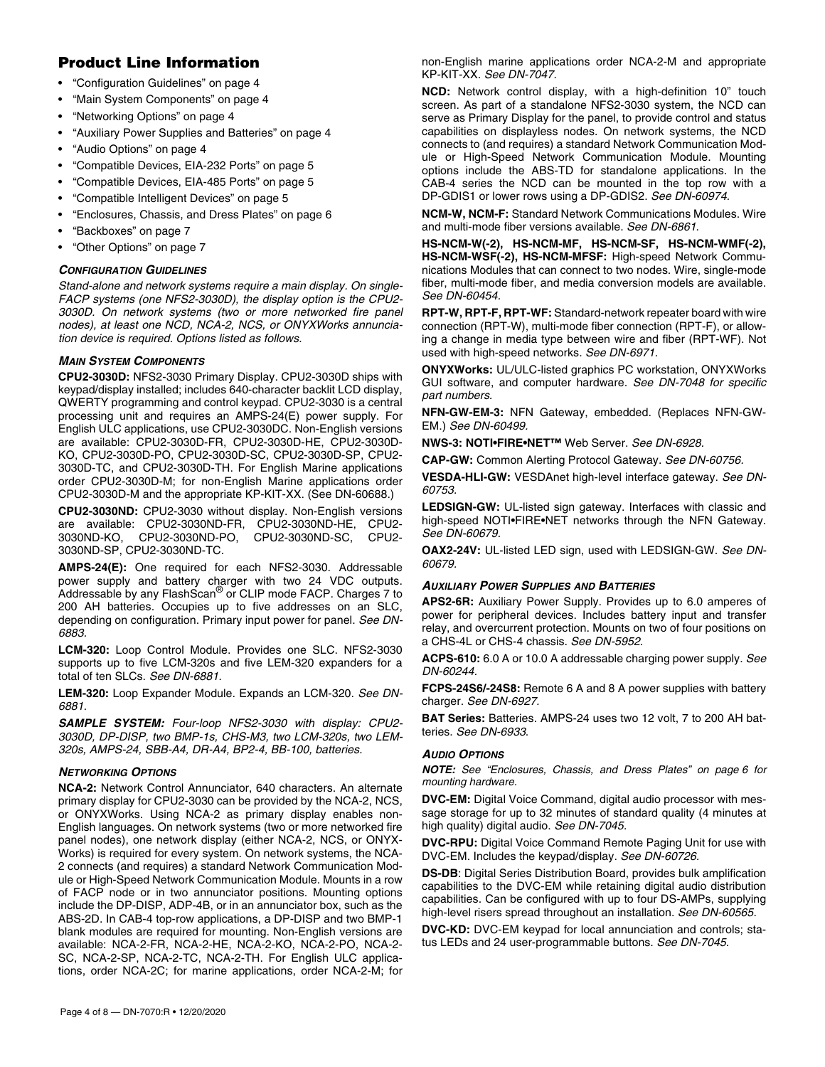## Product Line Information

- "Configuration Guidelines" on page 4
- "Main System Components" on page 4
- "Networking Options" on page 4
- "Auxiliary Power Supplies and Batteries" on page 4
- "Audio Options" on page 4
- "Compatible Devices, EIA-232 Ports" on page 5
- "Compatible Devices, EIA-485 Ports" on page 5
- "Compatible Intelligent Devices" on page 5
- "Enclosures, Chassis, and Dress Plates" on page 6
- "Backboxes" on page 7
- "Other Options" on page 7

### *CONFIGURATION GUIDELINES*

*Stand-alone and network systems require a main display. On single-FACP systems (one NFS2-3030D), the display option is the CPU2-3030D. On network systems (two or more networked fire panel nodes), at least one NCD, NCA-2, NCS, or ONYXWorks annunciation device is required. Options listed as follows.*

### *MAIN SYSTEM COMPONENTS*

**CPU2-3030D:** NFS2-3030 Primary Display. CPU2-3030D ships with keypad/display installed; includes 640-character backlit LCD display, QWERTY programming and control keypad. CPU2-3030 is a central processing unit and requires an AMPS-24(E) power supply. For English ULC applications, use CPU2-3030DC. Non-English versions are available: CPU2-3030D-FR, CPU2-3030D-HE, CPU2-3030D-KO, CPU2-3030D-PO, CPU2-3030D-SC, CPU2-3030D-SP, CPU2-3030D-TC, and CPU2-3030D-TH. For English Marine applications order CPU2-3030D-M; for non-English Marine applications order CPU2-3030D-M and the appropriate KP-KIT-XX. (See DN-60688.)

**CPU2-3030ND:** CPU2-3030 without display. Non-English versions are available: CPU2-3030ND-FR, CPU2-3030ND-HE, CPU2-3030ND-KO, CPU2-3030ND-PO, CPU2-3030ND-SC, CPU2-3030ND-SP, CPU2-3030ND-TC.

**AMPS-24(E):** One required for each NFS2-3030. Addressable power supply and battery charger with two 24 VDC outputs. Addressable by any FlashScan® or CLIP mode FACP. Charges 7 to 200 AH batteries. Occupies up to five addresses on an SLC, depending on configuration. Primary input power for panel. *See DN-6883.*

**LCM-320:** Loop Control Module. Provides one SLC. NFS2-3030 supports up to five LCM-320s and five LEM-320 expanders for a total of ten SLCs. *See DN-6881.*

**LEM-320:** Loop Expander Module. Expands an LCM-320. *See DN-6881.*

***SAMPLE SYSTEM:*** *Four-loop NFS2-3030 with display: CPU2-3030D, DP-DISP, two BMP-1s, CHS-M3, two LCM-320s, two LEM-320s, AMPS-24, SBB-A4, DR-A4, BP2-4, BB-100, batteries.*

### *NETWORKING OPTIONS*

**NCA-2:** Network Control Annunciator, 640 characters. An alternate primary display for CPU2-3030 can be provided by the NCA-2, NCS, or ONYXWorks. Using NCA-2 as primary display enables non-English languages. On network systems (two or more networked fire panel nodes), one network display (either NCA-2, NCS, or ONYX-Works) is required for every system. On network systems, the NCA-2 connects (and requires) a standard Network Communication Module or High-Speed Network Communication Module. Mounts in a row of FACP node or in two annunciator positions. Mounting options include the DP-DISP, ADP-4B, or in an annunciator box, such as the ABS-2D. In CAB-4 top-row applications, a DP-DISP and two BMP-1 blank modules are required for mounting. Non-English versions are available: NCA-2-FR, NCA-2-HE, NCA-2-KO, NCA-2-PO, NCA-2-SC, NCA-2-SP, NCA-2-TC, NCA-2-TH. For English ULC applications, order NCA-2C; for marine applications, order NCA-2-M; for non-English marine applications order NCA-2-M and appropriate KP-KIT-XX. *See DN-7047.*

**NCD:** Network control display, with a high-definition 10" touch screen. As part of a standalone NFS2-3030 system, the NCD can serve as Primary Display for the panel, to provide control and status capabilities on displayless nodes. On network systems, the NCD connects to (and requires) a standard Network Communication Module or High-Speed Network Communication Module. Mounting options include the ABS-TD for standalone applications. In the CAB-4 series the NCD can be mounted in the top row with a DP-GDIS1 or lower rows using a DP-GDIS2. *See DN-60974.*

**NCM-W, NCM-F:** Standard Network Communications Modules. Wire and multi-mode fiber versions available. *See DN-6861.*

**HS-NCM-W(-2), HS-NCM-MF, HS-NCM-SF, HS-NCM-WMF(-2), HS-NCM-WSF(-2), HS-NCM-MFSF:** High-speed Network Communications Modules that can connect to two nodes. Wire, single-mode fiber, multi-mode fiber, and media conversion models are available. *See DN-60454.*

**RPT-W, RPT-F, RPT-WF:** Standard-network repeater board with wire connection (RPT-W), multi-mode fiber connection (RPT-F), or allowing a change in media type between wire and fiber (RPT-WF). Not used with high-speed networks. *See DN-6971.*

**ONYXWorks:** UL/ULC-listed graphics PC workstation, ONYXWorks GUI software, and computer hardware. *See DN-7048 for specific part numbers.*

**NFN-GW-EM-3:** NFN Gateway, embedded. (Replaces NFN-GW-EM.) *See DN-60499.*

**NWS-3: NOTI•FIRE•NET™** Web Server. *See DN-6928.*

**CAP-GW:** Common Alerting Protocol Gateway. *See DN-60756.*

**VESDA-HLI-GW:** VESDAnet high-level interface gateway. *See DN-60753.*

**LEDSIGN-GW:** UL-listed sign gateway. Interfaces with classic and high-speed NOTI•FIRE•NET networks through the NFN Gateway. *See DN-60679.*

**OAX2-24V:** UL-listed LED sign, used with LEDSIGN-GW. *See DN-60679.*

### *AUXILIARY POWER SUPPLIES AND BATTERIES*

**APS2-6R:** Auxiliary Power Supply. Provides up to 6.0 amperes of power for peripheral devices. Includes battery input and transfer relay, and overcurrent protection. Mounts on two of four positions on a CHS-4L or CHS-4 chassis. *See DN-5952.*

**ACPS-610:** 6.0 A or 10.0 A addressable charging power supply. *See DN-60244.*

**FCPS-24S6/-24S8:** Remote 6 A and 8 A power supplies with battery charger. *See DN-6927.*

**BAT Series:** Batteries. AMPS-24 uses two 12 volt, 7 to 200 AH batteries. *See DN-6933.*

### *AUDIO OPTIONS*

***NOTE:*** *See "Enclosures, Chassis, and Dress Plates" on page 6 for mounting hardware.*

**DVC-EM:** Digital Voice Command, digital audio processor with message storage for up to 32 minutes of standard quality (4 minutes at high quality) digital audio. *See DN-7045.*

**DVC-RPU:** Digital Voice Command Remote Paging Unit for use with DVC-EM. Includes the keypad/display. *See DN-60726.*

**DS-DB**: Digital Series Distribution Board, provides bulk amplification capabilities to the DVC-EM while retaining digital audio distribution capabilities. Can be configured with up to four DS-AMPs, supplying high-level risers spread throughout an installation. *See DN-60565.*

**DVC-KD:** DVC-EM keypad for local annunciation and controls; status LEDs and 24 user-programmable buttons. *See DN-7045.*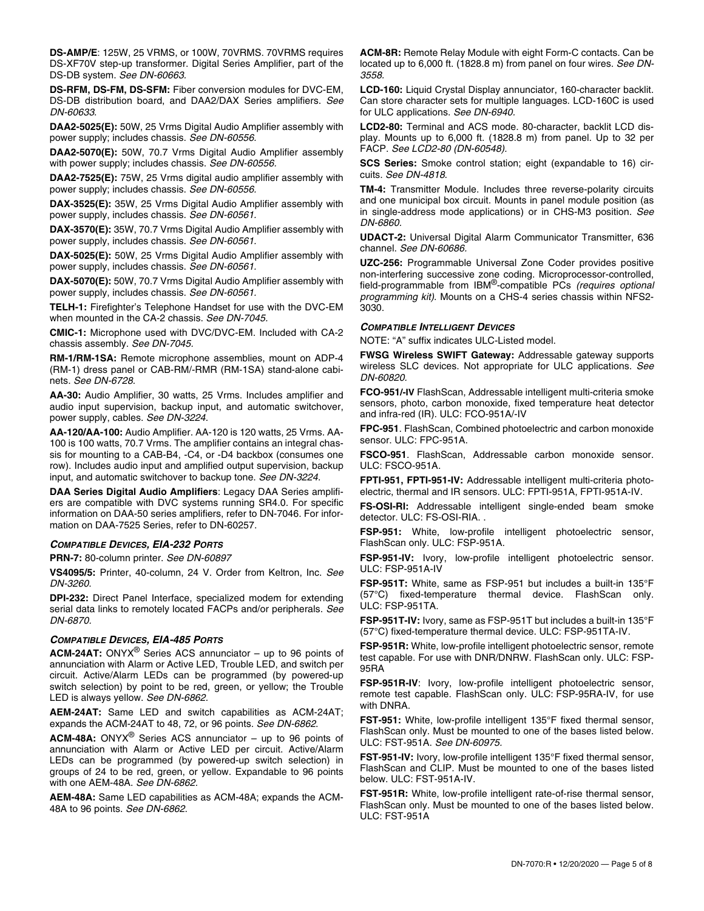**DS-AMP/E**: 125W, 25 VRMS, or 100W, 70VRMS. 70VRMS requires DS-XF70V step-up transformer. Digital Series Amplifier, part of the DS-DB system. *See DN-60663.*

**DS-RFM, DS-FM, DS-SFM:** Fiber conversion modules for DVC-EM, DS-DB distribution board, and DAA2/DAX Series amplifiers. *See DN-60633.*

**DAA2-5025(E):** 50W, 25 Vrms Digital Audio Amplifier assembly with power supply; includes chassis. *See DN-60556.*

**DAA2-5070(E):** 50W, 70.7 Vrms Digital Audio Amplifier assembly with power supply; includes chassis. *See DN-60556.*

**DAA2-7525(E):** 75W, 25 Vrms digital audio amplifier assembly with power supply; includes chassis. *See DN-60556.*

**DAX-3525(E):** 35W, 25 Vrms Digital Audio Amplifier assembly with power supply, includes chassis. *See DN-60561.*

**DAX-3570(E):** 35W, 70.7 Vrms Digital Audio Amplifier assembly with power supply, includes chassis. *See DN-60561.*

**DAX-5025(E):** 50W, 25 Vrms Digital Audio Amplifier assembly with power supply, includes chassis. *See DN-60561.*

**DAX-5070(E):** 50W, 70.7 Vrms Digital Audio Amplifier assembly with power supply, includes chassis. *See DN-60561.*

**TELH-1:** Firefighter's Telephone Handset for use with the DVC-EM when mounted in the CA-2 chassis. *See DN-7045.*

**CMIC-1:** Microphone used with DVC/DVC-EM. Included with CA-2 chassis assembly. *See DN-7045.*

**RM-1/RM-1SA:** Remote microphone assemblies, mount on ADP-4 (RM-1) dress panel or CAB-RM/-RMR (RM-1SA) stand-alone cabinets. *See DN-6728.*

**AA-30:** Audio Amplifier, 30 watts, 25 Vrms. Includes amplifier and audio input supervision, backup input, and automatic switchover, power supply, cables. *See DN-3224.*

**AA-120/AA-100:** Audio Amplifier. AA-120 is 120 watts, 25 Vrms. AA-100 is 100 watts, 70.7 Vrms. The amplifier contains an integral chassis for mounting to a CAB-B4, -C4, or -D4 backbox (consumes one row). Includes audio input and amplified output supervision, backup input, and automatic switchover to backup tone. *See DN-3224.*

**DAA Series Digital Audio Amplifiers**: Legacy DAA Series amplifiers are compatible with DVC systems running SR4.0. For specific information on DAA-50 series amplifiers, refer to DN-7046. For information on DAA-7525 Series, refer to DN-60257.

### *COMPATIBLE DEVICES, EIA-232 PORTS*

**PRN-7:** 80-column printer. *See DN-60897*

**VS4095/5:** Printer, 40-column, 24 V. Order from Keltron, Inc. *See DN-3260.*

**DPI-232:** Direct Panel Interface, specialized modem for extending serial data links to remotely located FACPs and/or peripherals. *See DN-6870.*

### *COMPATIBLE DEVICES, EIA-485 PORTS*

**ACM-24AT:** ONYX® Series ACS annunciator – up to 96 points of annunciation with Alarm or Active LED, Trouble LED, and switch per circuit. Active/Alarm LEDs can be programmed (by powered-up switch selection) by point to be red, green, or yellow; the Trouble LED is always yellow. *See DN-6862.*

**AEM-24AT:** Same LED and switch capabilities as ACM-24AT; expands the ACM-24AT to 48, 72, or 96 points. *See DN-6862.*

**ACM-48A:** ONYX® Series ACS annunciator – up to 96 points of annunciation with Alarm or Active LED per circuit. Active/Alarm LEDs can be programmed (by powered-up switch selection) in groups of 24 to be red, green, or yellow. Expandable to 96 points with one AEM-48A. *See DN-6862.*

**AEM-48A:** Same LED capabilities as ACM-48A; expands the ACM-48A to 96 points. *See DN-6862.*

**ACM-8R:** Remote Relay Module with eight Form-C contacts. Can be located up to 6,000 ft. (1828.8 m) from panel on four wires. *See DN-3558.*

**LCD-160:** Liquid Crystal Display annunciator, 160-character backlit. Can store character sets for multiple languages. LCD-160C is used for ULC applications. *See DN-6940.*

**LCD2-80:** Terminal and ACS mode. 80-character, backlit LCD display. Mounts up to 6,000 ft. (1828.8 m) from panel. Up to 32 per FACP. *See LCD2-80 (DN-60548).*

**SCS Series:** Smoke control station; eight (expandable to 16) circuits. *See DN-4818.*

**TM-4:** Transmitter Module. Includes three reverse-polarity circuits and one municipal box circuit. Mounts in panel module position (as in single-address mode applications) or in CHS-M3 position. *See DN-6860.*

**UDACT-2:** Universal Digital Alarm Communicator Transmitter, 636 channel. *See DN-60686.*

**UZC-256:** Programmable Universal Zone Coder provides positive non-interfering successive zone coding. Microprocessor-controlled, field-programmable from IBM®-compatible PCs *(requires optional programming kit).* Mounts on a CHS-4 series chassis within NFS2-3030.

### *COMPATIBLE INTELLIGENT DEVICES*

NOTE: "A" suffix indicates ULC-Listed model.

**FWSG Wireless SWIFT Gateway:** Addressable gateway supports wireless SLC devices. Not appropriate for ULC applications. *See DN-60820.*

**FCO-951/-IV** FlashScan, Addressable intelligent multi-criteria smoke sensors, photo, carbon monoxide, fixed temperature heat detector and infra-red (IR). ULC: FCO-951A/-IV

**FPC-951**. FlashScan, Combined photoelectric and carbon monoxide sensor. ULC: FPC-951A.

**FSCO-951**. FlashScan, Addressable carbon monoxide sensor. ULC: FSCO-951A.

**FPTI-951, FPTI-951-IV:** Addressable intelligent multi-criteria photoelectric, thermal and IR sensors. ULC: FPTI-951A, FPTI-951A-IV.

**FS-OSI-RI:** Addressable intelligent single-ended beam smoke detector. ULC: FS-OSI-RIA. .

**FSP-951:** White, low-profile intelligent photoelectric sensor, FlashScan only. ULC: FSP-951A.

**FSP-951-IV:** Ivory, low-profile intelligent photoelectric sensor. ULC: FSP-951A-IV

**FSP-951T:** White, same as FSP-951 but includes a built-in 135°F (57°C) fixed-temperature thermal device. FlashScan only. ULC: FSP-951TA.

**FSP-951T-IV:** Ivory, same as FSP-951T but includes a built-in 135°F (57°C) fixed-temperature thermal device. ULC: FSP-951TA-IV.

**FSP-951R:** White, low-profile intelligent photoelectric sensor, remote test capable. For use with DNR/DNRW. FlashScan only. ULC: FSP-95RA

**FSP-951R-IV**: Ivory, low-profile intelligent photoelectric sensor, remote test capable. FlashScan only. ULC: FSP-95RA-IV, for use with DNRA.

**FST-951:** White, low-profile intelligent 135°F fixed thermal sensor, FlashScan only. Must be mounted to one of the bases listed below. ULC: FST-951A. *See DN-60975.*

**FST-951-IV:** Ivory, low-profile intelligent 135°F fixed thermal sensor, FlashScan and CLIP. Must be mounted to one of the bases listed below. ULC: FST-951A-IV.

**FST-951R:** White, low-profile intelligent rate-of-rise thermal sensor, FlashScan only. Must be mounted to one of the bases listed below. ULC: FST-951A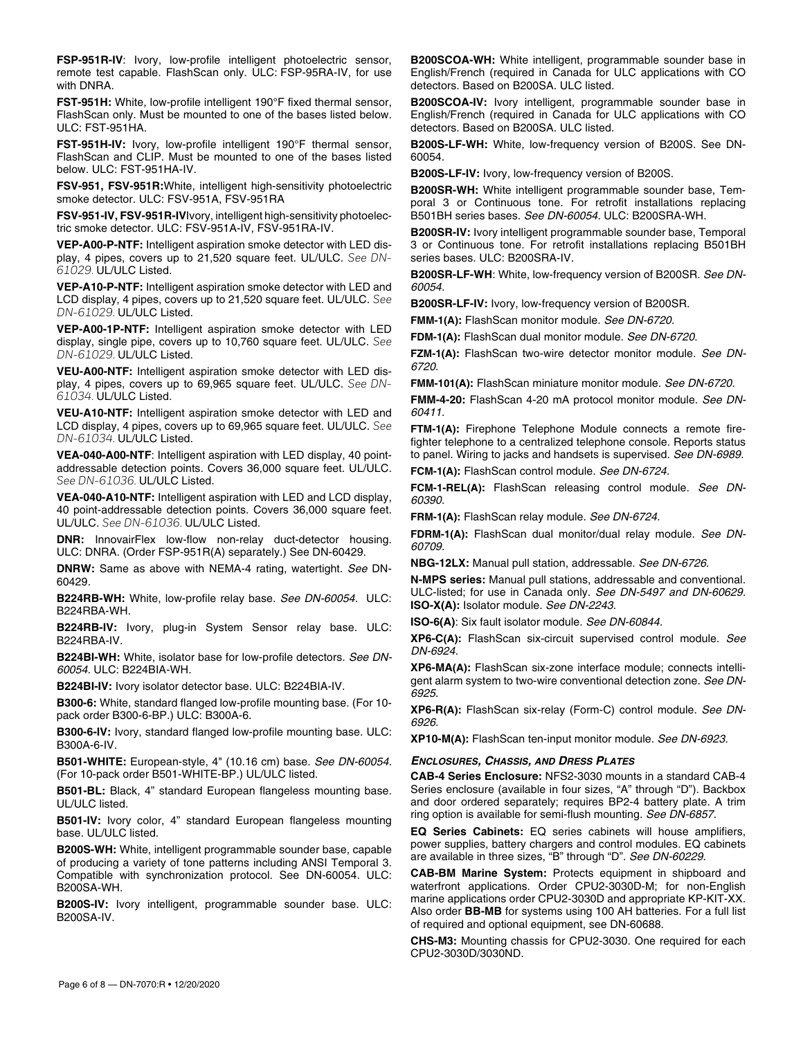**FSP-951R-IV**: Ivory, low-profile intelligent photoelectric sensor, remote test capable. FlashScan only. ULC: FSP-95RA-IV, for use with DNRA.

**FST-951H:** White, low-profile intelligent 190°F fixed thermal sensor, FlashScan only. Must be mounted to one of the bases listed below. ULC: FST-951HA.

**FST-951H-IV:** Ivory, low-profile intelligent 190°F thermal sensor, FlashScan and CLIP. Must be mounted to one of the bases listed below. ULC: FST-951HA-IV.

**FSV-951, FSV-951R:**White, intelligent high-sensitivity photoelectric smoke detector. ULC: FSV-951A, FSV-951RA

**FSV-951-IV, FSV-951R-IV**Ivory, intelligent high-sensitivity photoelectric smoke detector. ULC: FSV-951A-IV, FSV-951RA-IV.

**VEP-A00-P-NTF:** Intelligent aspiration smoke detector with LED display, 4 pipes, covers up to 21,520 square feet. UL/ULC. *See DN-61029.* UL/ULC Listed.

**VEP-A10-P-NTF:** Intelligent aspiration smoke detector with LED and LCD display, 4 pipes, covers up to 21,520 square feet. UL/ULC. *See DN-61029.* UL/ULC Listed.

**VEP-A00-1P-NTF:** Intelligent aspiration smoke detector with LED display, single pipe, covers up to 10,760 square feet. UL/ULC. *See DN-61029.* UL/ULC Listed.

**VEU-A00-NTF:** Intelligent aspiration smoke detector with LED display, 4 pipes, covers up to 69,965 square feet. UL/ULC. *See DN-61034.* UL/ULC Listed.

**VEU-A10-NTF:** Intelligent aspiration smoke detector with LED and LCD display, 4 pipes, covers up to 69,965 square feet. UL/ULC. *See DN-61034.* UL/ULC Listed.

**VEA-040-A00-NTF**: Intelligent aspiration with LED display, 40 point-addressable detection points. Covers 36,000 square feet. UL/ULC. *See DN-61036.* UL/ULC Listed.

**VEA-040-A10-NTF:** Intelligent aspiration with LED and LCD display, 40 point-addressable detection points. Covers 36,000 square feet. UL/ULC. *See DN-61036.* UL/ULC Listed.

**DNR:** InnovairFlex low-flow non-relay duct-detector housing. ULC: DNRA. (Order FSP-951R(A) separately.) See DN-60429.

**DNRW:** Same as above with NEMA-4 rating, watertight. *See* DN-60429.

**B224RB-WH:** White, low-profile relay base. *See DN-60054.* ULC: B224RBA-WH.

**B224RB-IV:** Ivory, plug-in System Sensor relay base. ULC: B224RBA-IV.

**B224BI-WH:** White, isolator base for low-profile detectors. *See DN-60054.* ULC: B224BIA-WH.

**B224BI-IV:** Ivory isolator detector base. ULC: B224BIA-IV.

**B300-6:** White, standard flanged low-profile mounting base. (For 10-pack order B300-6-BP.) ULC: B300A-6.

**B300-6-IV:** Ivory, standard flanged low-profile mounting base. ULC: B300A-6-IV.

**B501-WHITE:** European-style, 4" (10.16 cm) base. *See DN-60054.* (For 10-pack order B501-WHITE-BP.) UL/ULC listed.

**B501-BL:** Black, 4" standard European flangeless mounting base. UL/ULC listed.

**B501-IV:** Ivory color, 4" standard European flangeless mounting base. UL/ULC listed.

**B200S-WH:** White, intelligent programmable sounder base, capable of producing a variety of tone patterns including ANSI Temporal 3. Compatible with synchronization protocol. See DN-60054. ULC: B200SA-WH.

**B200S-IV:** Ivory intelligent, programmable sounder base. ULC: B200SA-IV.

**B200SCOA-WH:** White intelligent, programmable sounder base in English/French (required in Canada for ULC applications with CO detectors. Based on B200SA. ULC listed.

**B200SCOA-IV:** Ivory intelligent, programmable sounder base in English/French (required in Canada for ULC applications with CO detectors. Based on B200SA. ULC listed.

**B200S-LF-WH:** White, low-frequency version of B200S. See DN-60054.

**B200S-LF-IV:** Ivory, low-frequency version of B200S.

**B200SR-WH:** White intelligent programmable sounder base, Temporal 3 or Continuous tone. For retrofit installations replacing B501BH series bases. *See DN-60054.* ULC: B200SRA-WH.

**B200SR-IV:** Ivory intelligent programmable sounder base, Temporal 3 or Continuous tone. For retrofit installations replacing B501BH series bases. ULC: B200SRA-IV.

**B200SR-LF-WH**: White, low-frequency version of B200SR. *See DN-60054.*

**B200SR-LF-IV:** Ivory, low-frequency version of B200SR.

**FMM-1(A):** FlashScan monitor module. *See DN-6720.*

**FDM-1(A):** FlashScan dual monitor module. *See DN-6720.*

**FZM-1(A):** FlashScan two-wire detector monitor module. *See DN-6720.*

**FMM-101(A):** FlashScan miniature monitor module. *See DN-6720.*

**FMM-4-20:** FlashScan 4-20 mA protocol monitor module. *See DN-60411.*

**FTM-1(A):** Firephone Telephone Module connects a remote firefighter telephone to a centralized telephone console. Reports status to panel. Wiring to jacks and handsets is supervised. *See DN-6989.*

**FCM-1(A):** FlashScan control module. *See DN-6724.*

**FCM-1-REL(A):** FlashScan releasing control module. *See DN-60390.*

**FRM-1(A):** FlashScan relay module. *See DN-6724.*

**FDRM-1(A):** FlashScan dual monitor/dual relay module. *See DN-60709.*

**NBG-12LX:** Manual pull station, addressable. *See DN-6726.*

**N-MPS series:** Manual pull stations, addressable and conventional. ULC-listed; for use in Canada only. *See DN-5497 and DN-60629.*

**ISO-X(A):** Isolator module. *See DN-2243.*

**ISO-6(A)**: Six fault isolator module. *See DN-60844.*

**XP6-C(A):** FlashScan six-circuit supervised control module. *See DN-6924.*

**XP6-MA(A):** FlashScan six-zone interface module; connects intelligent alarm system to two-wire conventional detection zone. *See DN-6925.*

**XP6-R(A):** FlashScan six-relay (Form-C) control module. *See DN-6926.*

**XP10-M(A):** FlashScan ten-input monitor module. *See DN-6923.*

### *ENCLOSURES, CHASSIS, AND DRESS PLATES*

**CAB-4 Series Enclosure:** NFS2-3030 mounts in a standard CAB-4 Series enclosure (available in four sizes, "A" through "D"). Backbox and door ordered separately; requires BP2-4 battery plate. A trim ring option is available for semi-flush mounting. *See DN-6857.*

**EQ Series Cabinets:** EQ series cabinets will house amplifiers, power supplies, battery chargers and control modules. EQ cabinets are available in three sizes, "B" through "D". *See DN-60229.*

**CAB-BM Marine System:** Protects equipment in shipboard and waterfront applications. Order CPU2-3030D-M; for non-English marine applications order CPU2-3030D and appropriate KP-KIT-XX. Also order **BB-MB** for systems using 100 AH batteries. For a full list of required and optional equipment, see DN-60688.

**CHS-M3:** Mounting chassis for CPU2-3030. One required for each CPU2-3030D/3030ND.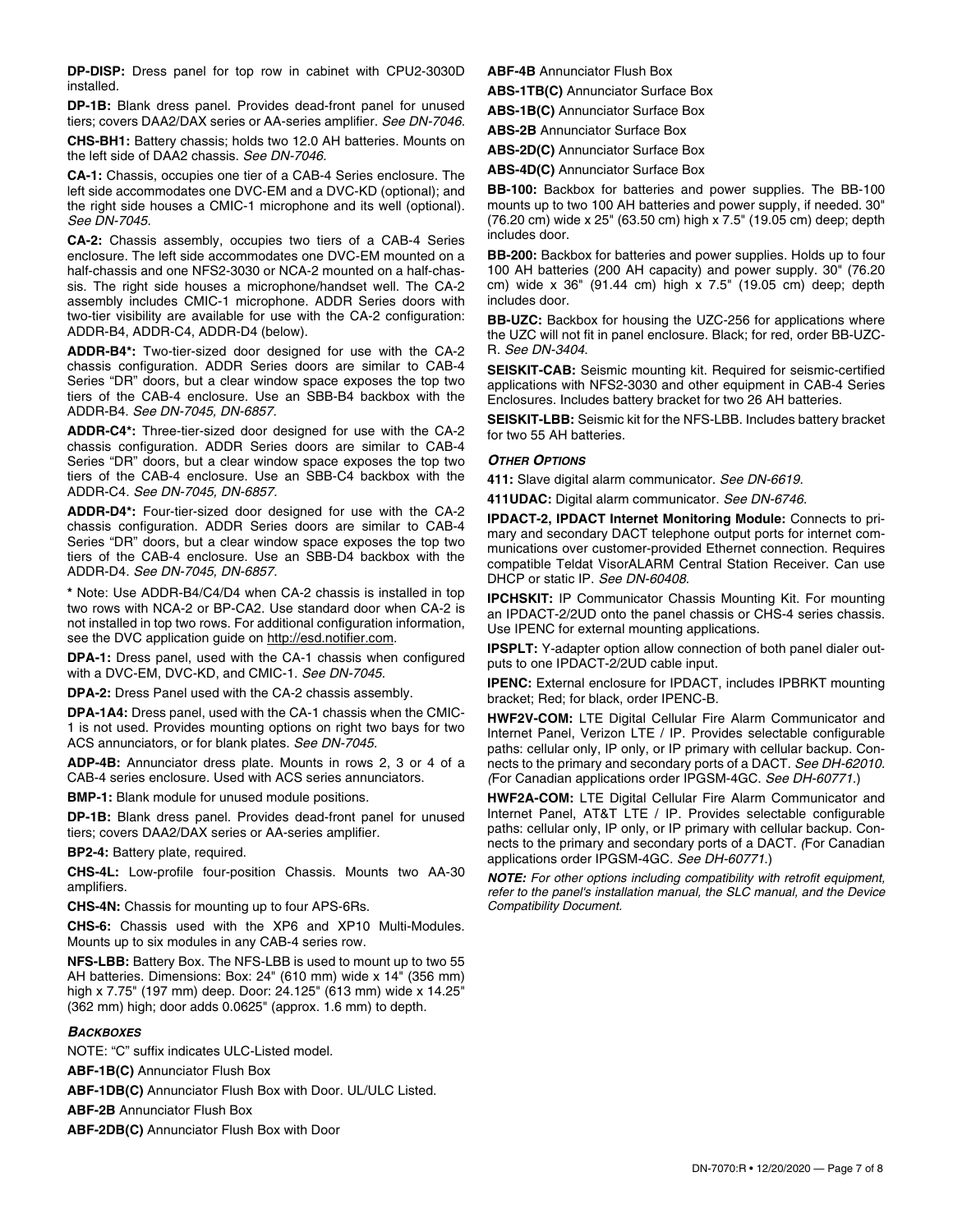**DP-DISP:** Dress panel for top row in cabinet with CPU2-3030D installed.

**DP-1B:** Blank dress panel. Provides dead-front panel for unused tiers; covers DAA2/DAX series or AA-series amplifier. *See DN-7046.*

**CHS-BH1:** Battery chassis; holds two 12.0 AH batteries. Mounts on the left side of DAA2 chassis. *See DN-7046.*

**CA-1:** Chassis, occupies one tier of a CAB-4 Series enclosure. The left side accommodates one DVC-EM and a DVC-KD (optional); and the right side houses a CMIC-1 microphone and its well (optional). *See DN-7045.*

**CA-2:** Chassis assembly, occupies two tiers of a CAB-4 Series enclosure. The left side accommodates one DVC-EM mounted on a half-chassis and one NFS2-3030 or NCA-2 mounted on a half-chassis. The right side houses a microphone/handset well. The CA-2 assembly includes CMIC-1 microphone. ADDR Series doors with two-tier visibility are available for use with the CA-2 configuration: ADDR-B4, ADDR-C4, ADDR-D4 (below).

**ADDR-B4*:** Two-tier-sized door designed for use with the CA-2 chassis configuration. ADDR Series doors are similar to CAB-4 Series "DR" doors, but a clear window space exposes the top two tiers of the CAB-4 enclosure. Use an SBB-B4 backbox with the ADDR-B4. *See DN-7045, DN-6857.*

**ADDR-C4*:** Three-tier-sized door designed for use with the CA-2 chassis configuration. ADDR Series doors are similar to CAB-4 Series "DR" doors, but a clear window space exposes the top two tiers of the CAB-4 enclosure. Use an SBB-C4 backbox with the ADDR-C4. *See DN-7045, DN-6857.*

**ADDR-D4*:** Four-tier-sized door designed for use with the CA-2 chassis configuration. ADDR Series doors are similar to CAB-4 Series "DR" doors, but a clear window space exposes the top two tiers of the CAB-4 enclosure. Use an SBB-D4 backbox with the ADDR-D4. *See DN-7045, DN-6857.*

**\*** Note: Use ADDR-B4/C4/D4 when CA-2 chassis is installed in top two rows with NCA-2 or BP-CA2. Use standard door when CA-2 is not installed in top two rows. For additional configuration information, see the DVC application guide on http://esd.notifier.com.

**DPA-1:** Dress panel, used with the CA-1 chassis when configured with a DVC-EM, DVC-KD, and CMIC-1. *See DN-7045.*

**DPA-2:** Dress Panel used with the CA-2 chassis assembly.

**DPA-1A4:** Dress panel, used with the CA-1 chassis when the CMIC-1 is not used. Provides mounting options on right two bays for two ACS annunciators, or for blank plates. *See DN-7045.*

**ADP-4B:** Annunciator dress plate. Mounts in rows 2, 3 or 4 of a CAB-4 series enclosure. Used with ACS series annunciators.

**BMP-1:** Blank module for unused module positions.

**DP-1B:** Blank dress panel. Provides dead-front panel for unused tiers; covers DAA2/DAX series or AA-series amplifier.

**BP2-4:** Battery plate, required.

**CHS-4L:** Low-profile four-position Chassis. Mounts two AA-30 amplifiers.

**CHS-4N:** Chassis for mounting up to four APS-6Rs.

**CHS-6:** Chassis used with the XP6 and XP10 Multi-Modules. Mounts up to six modules in any CAB-4 series row.

**NFS-LBB:** Battery Box. The NFS-LBB is used to mount up to two 55 AH batteries. Dimensions: Box: 24" (610 mm) wide x 14" (356 mm) high x 7.75" (197 mm) deep. Door: 24.125" (613 mm) wide x 14.25" (362 mm) high; door adds 0.0625" (approx. 1.6 mm) to depth.

### *BACKBOXES*

NOTE: "C" suffix indicates ULC-Listed model.

**ABF-1B(C)** Annunciator Flush Box

**ABF-1DB(C)** Annunciator Flush Box with Door. UL/ULC Listed.

**ABF-2B** Annunciator Flush Box

**ABF-2DB(C)** Annunciator Flush Box with Door

**ABF-4B** Annunciator Flush Box

**ABS-1TB(C)** Annunciator Surface Box

**ABS-1B(C)** Annunciator Surface Box

**ABS-2B** Annunciator Surface Box

**ABS-2D(C)** Annunciator Surface Box

**ABS-4D(C)** Annunciator Surface Box

**BB-100:** Backbox for batteries and power supplies. The BB-100 mounts up to two 100 AH batteries and power supply, if needed. 30" (76.20 cm) wide x 25" (63.50 cm) high x 7.5" (19.05 cm) deep; depth includes door.

**BB-200:** Backbox for batteries and power supplies. Holds up to four 100 AH batteries (200 AH capacity) and power supply. 30" (76.20 cm) wide x 36" (91.44 cm) high x 7.5" (19.05 cm) deep; depth includes door.

**BB-UZC:** Backbox for housing the UZC-256 for applications where the UZC will not fit in panel enclosure. Black; for red, order BB-UZC-R. *See DN-3404.*

**SEISKIT-CAB:** Seismic mounting kit. Required for seismic-certified applications with NFS2-3030 and other equipment in CAB-4 Series Enclosures. Includes battery bracket for two 26 AH batteries.

**SEISKIT-LBB:** Seismic kit for the NFS-LBB. Includes battery bracket for two 55 AH batteries.

### *OTHER OPTIONS*

**411:** Slave digital alarm communicator. *See DN-6619.*

**411UDAC:** Digital alarm communicator. *See DN-6746.*

**IPDACT-2, IPDACT Internet Monitoring Module:** Connects to primary and secondary DACT telephone output ports for internet communications over customer-provided Ethernet connection. Requires compatible Teldat VisorALARM Central Station Receiver. Can use DHCP or static IP. *See DN-60408.*

**IPCHSKIT:** IP Communicator Chassis Mounting Kit. For mounting an IPDACT-2/2UD onto the panel chassis or CHS-4 series chassis. Use IPENC for external mounting applications.

**IPSPLT:** Y-adapter option allow connection of both panel dialer outputs to one IPDACT-2/2UD cable input.

**IPENC:** External enclosure for IPDACT, includes IPBRKT mounting bracket; Red; for black, order IPENC-B.

**HWF2V-COM:** LTE Digital Cellular Fire Alarm Communicator and Internet Panel, Verizon LTE / IP. Provides selectable configurable paths: cellular only, IP only, or IP primary with cellular backup. Connects to the primary and secondary ports of a DACT. *See DH-62010. (*For Canadian applications order IPGSM-4GC. *See DH-60771.*)

**HWF2A-COM:** LTE Digital Cellular Fire Alarm Communicator and Internet Panel, AT&T LTE / IP. Provides selectable configurable paths: cellular only, IP only, or IP primary with cellular backup. Connects to the primary and secondary ports of a DACT. *(*For Canadian applications order IPGSM-4GC. *See DH-60771.*)

***NOTE:*** *For other options including compatibility with retrofit equipment, refer to the panel's installation manual, the SLC manual, and the Device Compatibility Document.*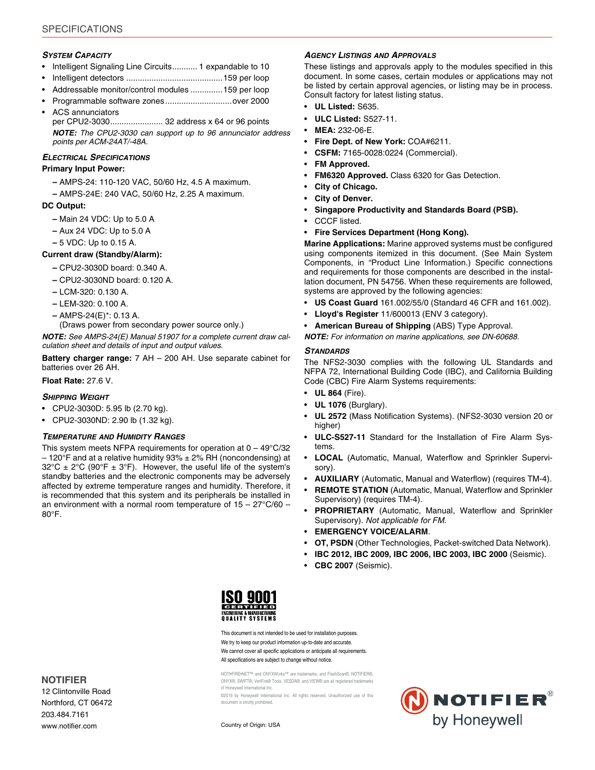## SPECIFICATIONS

### *SYSTEM CAPACITY*

- Intelligent Signaling Line Circuits........... 1 expandable to 10
- Intelligent detectors ..........................................159 per loop
- Addressable monitor/control modules .............159 per loop
- Programmable software zones............................over 2000
- ACS annunciators per CPU2-3030....................... 32 address x 64 or 96 points

***NOTE:*** *The CPU2-3030 can support up to 96 annunciator address points per ACM-24AT/-48A.*

### *ELECTRICAL SPECIFICATIONS*

**Primary Input Power:**

- AMPS-24: 110-120 VAC, 50/60 Hz, 4.5 A maximum.
- AMPS-24E: 240 VAC, 50/60 Hz, 2.25 A maximum.

**DC Output:**

- Main 24 VDC: Up to 5.0 A
- Aux 24 VDC: Up to 5.0 A
- 5 VDC: Up to 0.15 A.

**Current draw (Standby/Alarm):**

- CPU2-3030D board: 0.340 A.
- CPU2-3030ND board: 0.120 A.
- LCM-320: 0.130 A.
- LEM-320: 0.100 A.
- AMPS-24(E)*: 0.13 A. (Draws power from secondary power source only.)

***NOTE:*** *See AMPS-24(E) Manual 51907 for a complete current draw calculation sheet and details of input and output values.*

**Battery charger range:** 7 AH – 200 AH. Use separate cabinet for batteries over 26 AH.

**Float Rate:** 27.6 V.

### *SHIPPING WEIGHT*

- CPU2-3030D: 5.95 lb (2.70 kg).
- CPU2-3030ND: 2.90 lb (1.32 kg).

### *TEMPERATURE AND HUMIDITY RANGES*

This system meets NFPA requirements for operation at 0 – 49°C/32 – 120°F and at a relative humidity 93% ± 2% RH (noncondensing) at 32°C ± 2°C (90°F ± 3°F). However, the useful life of the system's standby batteries and the electronic components may be adversely affected by extreme temperature ranges and humidity. Therefore, it is recommended that this system and its peripherals be installed in an environment with a normal room temperature of 15 – 27°C/60 – 80°F.

### *AGENCY LISTINGS AND APPROVALS*

These listings and approvals apply to the modules specified in this document. In some cases, certain modules or applications may not be listed by certain approval agencies, or listing may be in process. Consult factory for latest listing status.

- **UL Listed:** S635.
- **ULC Listed:** S527-11.
- **MEA:** 232-06-E.
- **Fire Dept. of New York:** COA#6211.
- **CSFM:** 7165-0028:0224 (Commercial).
- **FM Approved.**
- **FM6320 Approved.** Class 6320 for Gas Detection.
- **City of Chicago.**
- **City of Denver.**
- **Singapore Productivity and Standards Board (PSB).**
- CCCF listed.
- **Fire Services Department (Hong Kong).**

**Marine Applications:** Marine approved systems must be configured using components itemized in this document. (See Main System Components, in "Product Line Information.") Specific connections and requirements for those components are described in the installation document, PN 54756. When these requirements are followed, systems are approved by the following agencies:

- **US Coast Guard** 161.002/55/0 (Standard 46 CFR and 161.002).
- **Lloyd's Register** 11/600013 (ENV 3 category).
- **American Bureau of Shipping** (ABS) Type Approval.

***NOTE:*** *For information on marine applications, see DN-60688.*

### *STANDARDS*

The NFS2-3030 complies with the following UL Standards and NFPA 72, International Building Code (IBC), and California Building Code (CBC) Fire Alarm Systems requirements:

- **UL 864** (Fire).
- **UL 1076** (Burglary).
- **UL 2572** (Mass Notification Systems). (NFS2-3030 version 20 or higher)
- **ULC-S527-11** Standard for the Installation of Fire Alarm Systems.
- **LOCAL** (Automatic, Manual, Waterflow and Sprinkler Supervisory).
- **AUXILIARY** (Automatic, Manual and Waterflow) (requires TM-4).
- **REMOTE STATION** (Automatic, Manual, Waterflow and Sprinkler Supervisory) (requires TM-4).
- **PROPRIETARY** (Automatic, Manual, Waterflow and Sprinkler Supervisory). *Not applicable for FM.*
- **EMERGENCY VOICE/ALARM**.
- **OT, PSDN** (Other Technologies, Packet-switched Data Network).
- **IBC 2012, IBC 2009, IBC 2006, IBC 2003, IBC 2000** (Seismic).
- **CBC 2007** (Seismic).

ISO 9001 CERTIFIED ENGINEERING & MANUFACTURING QUALITY SYSTEMS

This document is not intended to be used for installation purposes.
We try to keep our product information up-to-date and accurate.
We cannot cover all specific applications or anticipate all requirements.
All specifications are subject to change without notice.

NOTI•FIRE•NET™ and ONYXWorks™ are trademarks; and FlashScan®, NOTIFIER®, ONYX®, SWIFT®, VeriFire® Tools, VESDA®, and VIEW® are all registered trademarks of Honeywell International Inc.
©2019 by Honeywell International Inc. All rights reserved. Unauthorized use of this document is strictly prohibited.

Country of Origin: USA

**NOTIFIER**
12 Clintonville Road
Northford, CT 06472
203.484.7161
www.notifier.com

NOTIFIER® by Honeywell